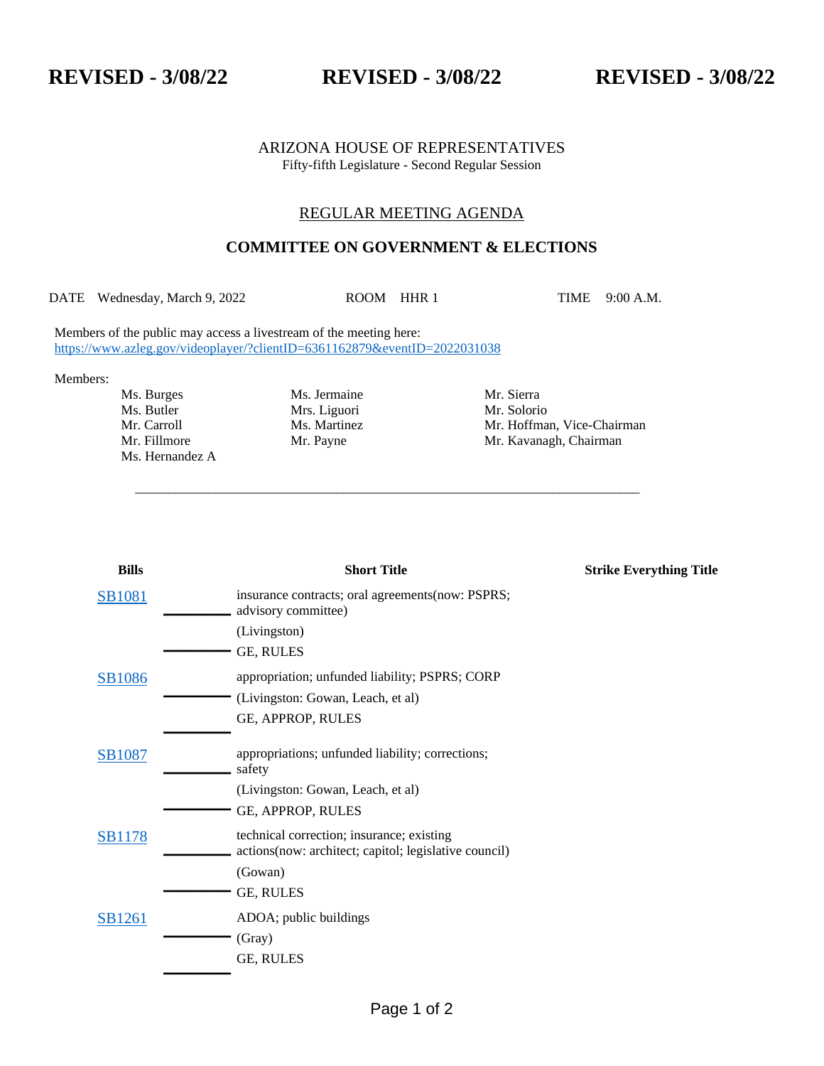**REVISED - 3/08/22 REVISED - 3/08/22 REVISED - 3/08/22**

ARIZONA HOUSE OF REPRESENTATIVES
Fifty-fifth Legislature - Second Regular Session

## REGULAR MEETING AGENDA

## COMMITTEE ON GOVERNMENT & ELECTIONS

DATE Wednesday, March 9, 2022 ROOM HHR 1 TIME 9:00 A.M.

Members of the public may access a livestream of the meeting here:
https://www.azleg.gov/videoplayer/?clientID=6361162879&eventID=2022031038

Members:

| | | |
|---|---|---|
| Ms. Burges | Ms. Jermaine | Mr. Sierra |
| Ms. Butler | Mrs. Liguori | Mr. Solorio |
| Mr. Carroll | Ms. Martinez | Mr. Hoffman, Vice-Chairman |
| Mr. Fillmore | Mr. Payne | Mr. Kavanagh, Chairman |
| Ms. Hernandez A | | |

---

| Bills | Short Title | Strike Everything Title |
|---|---|---|
| SB1081 | insurance contracts; oral agreements(now: PSPRS; advisory committee)<br>(Livingston)<br>GE, RULES | |
| SB1086 | appropriation; unfunded liability; PSPRS; CORP<br>(Livingston: Gowan, Leach, et al)<br>GE, APPROP, RULES | |
| SB1087 | appropriations; unfunded liability; corrections; safety<br>(Livingston: Gowan, Leach, et al)<br>GE, APPROP, RULES | |
| SB1178 | technical correction; insurance; existing actions(now: architect; capitol; legislative council)<br>(Gowan)<br>GE, RULES | |
| SB1261 | ADOA; public buildings<br>(Gray)<br>GE, RULES | |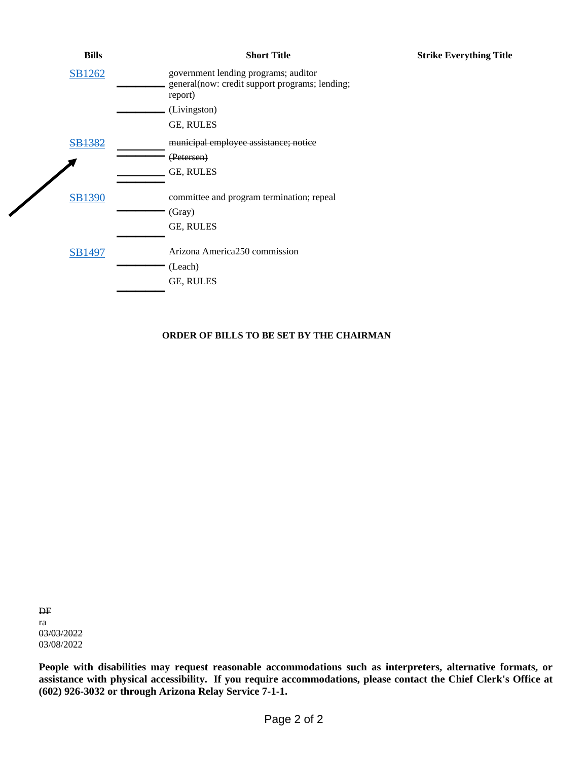| Bills | | Short Title | Strike Everything Title |
|---|---|---|---|
| SB1262 | ________ | government lending programs; auditor general(now: credit support programs; lending; report) | |
| | ________ | (Livingston) | |
| | | GE, RULES | |
| ~~SB1382~~ | ________ | ~~municipal employee assistance; notice~~ | |
| | ________ | ~~(Petersen)~~ | |
| | ________ | ~~GE, RULES~~ | |
| SB1390 | | committee and program termination; repeal | |
| | ________ | (Gray) | |
| | | GE, RULES | |
| | ________ | | |
| SB1497 | | Arizona America250 commission | |
| | ________ | (Leach) | |
| | | GE, RULES | |
| | ________ | | |

**ORDER OF BILLS TO BE SET BY THE CHAIRMAN**

~~DF~~
ra
~~03/03/2022~~
03/08/2022

**People with disabilities may request reasonable accommodations such as interpreters, alternative formats, or assistance with physical accessibility. If you require accommodations, please contact the Chief Clerk's Office at (602) 926-3032 or through Arizona Relay Service 7-1-1.**